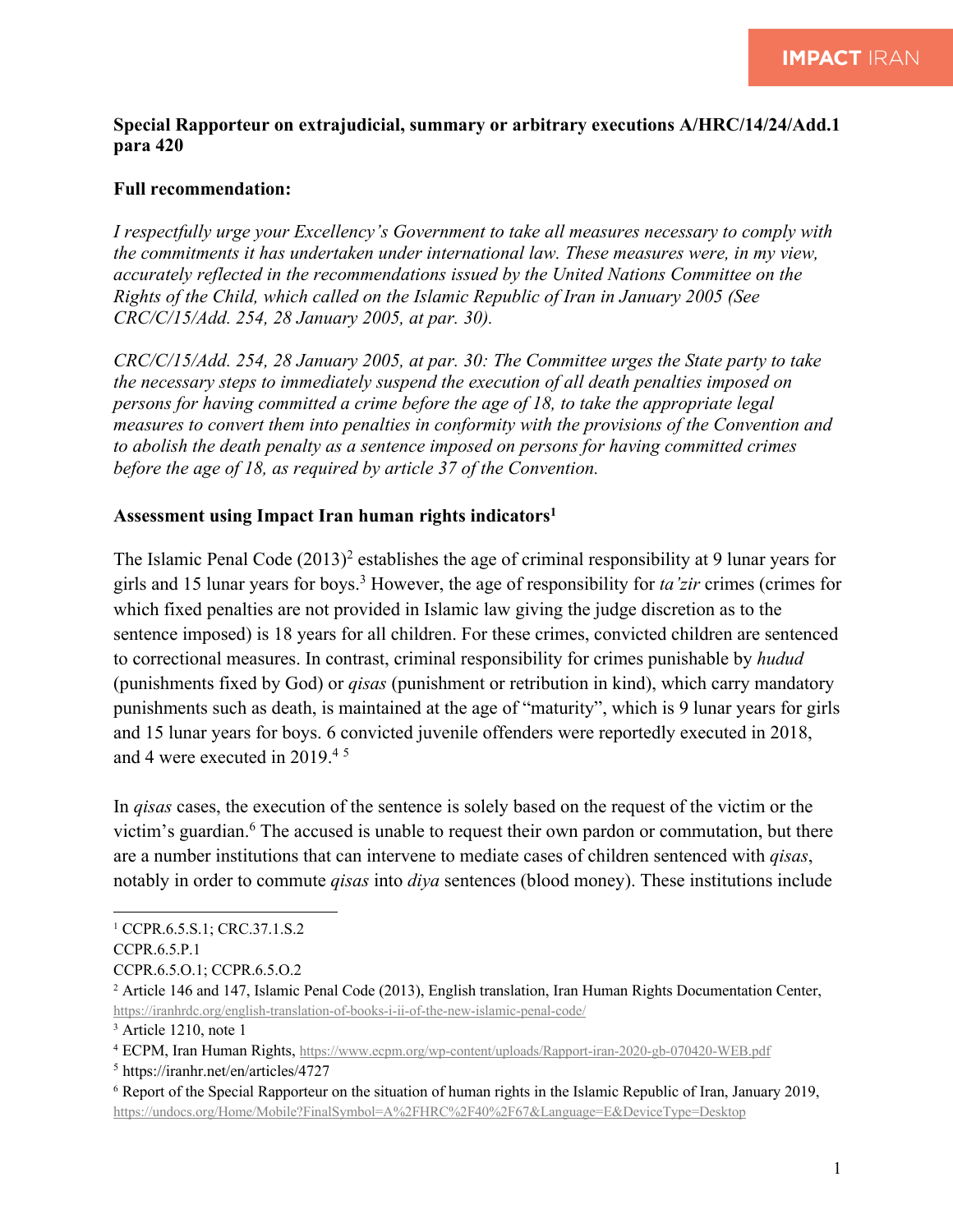**Special Rapporteur on extrajudicial, summary or arbitrary executions A/HRC/14/24/Add.1 para 420**

**Full recommendation:**

*I respectfully urge your Excellency's Government to take all measures necessary to comply with the commitments it has undertaken under international law. These measures were, in my view, accurately reflected in the recommendations issued by the United Nations Committee on the Rights of the Child, which called on the Islamic Republic of Iran in January 2005 (See CRC/C/15/Add. 254, 28 January 2005, at par. 30).*

*CRC/C/15/Add. 254, 28 January 2005, at par. 30: The Committee urges the State party to take the necessary steps to immediately suspend the execution of all death penalties imposed on persons for having committed a crime before the age of 18, to take the appropriate legal measures to convert them into penalties in conformity with the provisions of the Convention and to abolish the death penalty as a sentence imposed on persons for having committed crimes before the age of 18, as required by article 37 of the Convention.*

**Assessment using Impact Iran human rights indicators**[1]

The Islamic Penal Code (2013)[2] establishes the age of criminal responsibility at 9 lunar years for girls and 15 lunar years for boys.[3] However, the age of responsibility for *ta'zir* crimes (crimes for which fixed penalties are not provided in Islamic law giving the judge discretion as to the sentence imposed) is 18 years for all children. For these crimes, convicted children are sentenced to correctional measures. In contrast, criminal responsibility for crimes punishable by *hudud* (punishments fixed by God) or *qisas* (punishment or retribution in kind), which carry mandatory punishments such as death, is maintained at the age of "maturity", which is 9 lunar years for girls and 15 lunar years for boys. 6 convicted juvenile offenders were reportedly executed in 2018, and 4 were executed in 2019.[4] [5]

In *qisas* cases, the execution of the sentence is solely based on the request of the victim or the victim's guardian.[6] The accused is unable to request their own pardon or commutation, but there are a number institutions that can intervene to mediate cases of children sentenced with *qisas*, notably in order to commute *qisas* into *diya* sentences (blood money). These institutions include

---

[1] CCPR.6.5.S.1; CRC.37.1.S.2
CCPR.6.5.P.1
CCPR.6.5.O.1; CCPR.6.5.O.2

[2] Article 146 and 147, Islamic Penal Code (2013), English translation, Iran Human Rights Documentation Center, https://iranhrdc.org/english-translation-of-books-i-ii-of-the-new-islamic-penal-code/

[3] Article 1210, note 1

[4] ECPM, Iran Human Rights, https://www.ecpm.org/wp-content/uploads/Rapport-iran-2020-gb-070420-WEB.pdf

[5] https://iranhr.net/en/articles/4727

[6] Report of the Special Rapporteur on the situation of human rights in the Islamic Republic of Iran, January 2019, https://undocs.org/Home/Mobile?FinalSymbol=A%2FHRC%2F40%2F67&Language=E&DeviceType=Desktop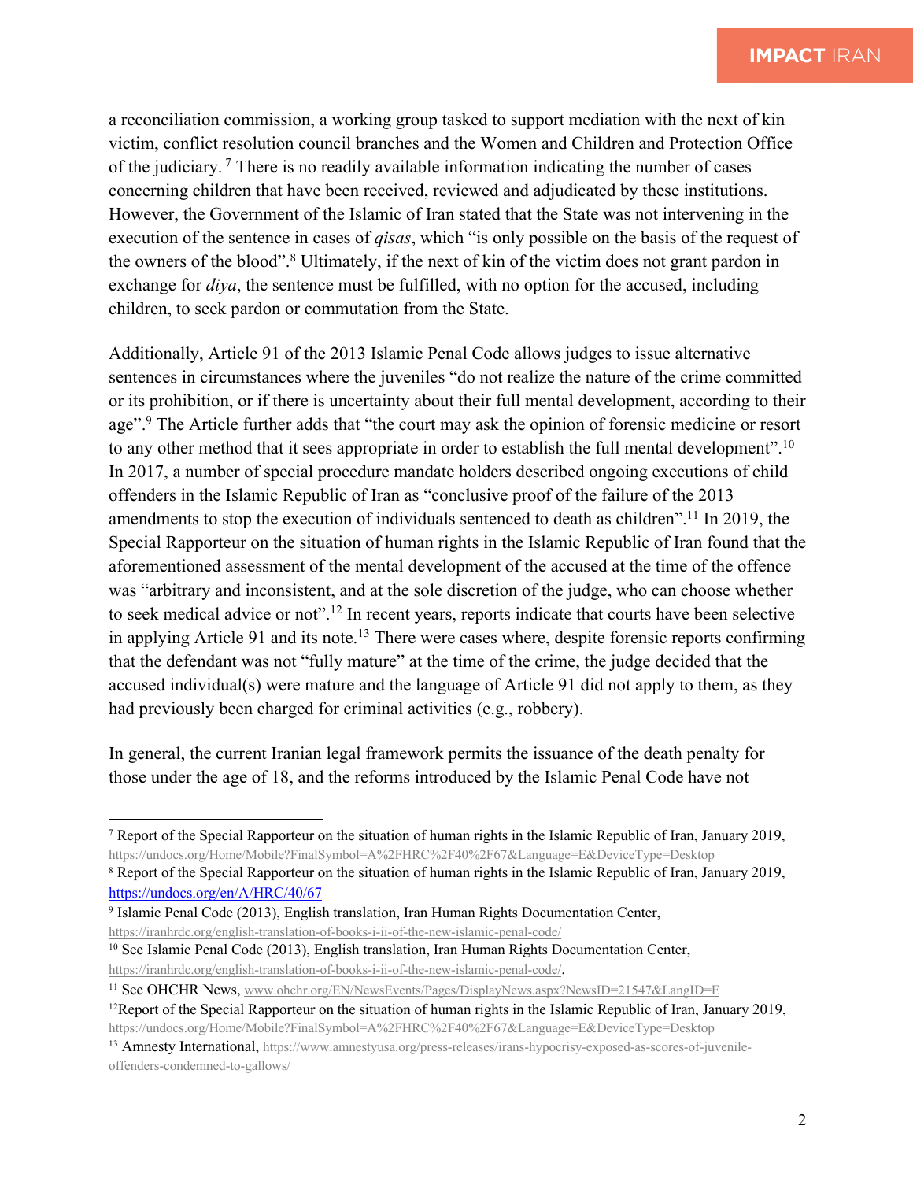a reconciliation commission, a working group tasked to support mediation with the next of kin victim, conflict resolution council branches and the Women and Children and Protection Office of the judiciary.[7] There is no readily available information indicating the number of cases concerning children that have been received, reviewed and adjudicated by these institutions. However, the Government of the Islamic of Iran stated that the State was not intervening in the execution of the sentence in cases of *qisas*, which "is only possible on the basis of the request of the owners of the blood".[8] Ultimately, if the next of kin of the victim does not grant pardon in exchange for *diya*, the sentence must be fulfilled, with no option for the accused, including children, to seek pardon or commutation from the State.

Additionally, Article 91 of the 2013 Islamic Penal Code allows judges to issue alternative sentences in circumstances where the juveniles "do not realize the nature of the crime committed or its prohibition, or if there is uncertainty about their full mental development, according to their age".[9] The Article further adds that "the court may ask the opinion of forensic medicine or resort to any other method that it sees appropriate in order to establish the full mental development".[10] In 2017, a number of special procedure mandate holders described ongoing executions of child offenders in the Islamic Republic of Iran as "conclusive proof of the failure of the 2013 amendments to stop the execution of individuals sentenced to death as children".[11] In 2019, the Special Rapporteur on the situation of human rights in the Islamic Republic of Iran found that the aforementioned assessment of the mental development of the accused at the time of the offence was "arbitrary and inconsistent, and at the sole discretion of the judge, who can choose whether to seek medical advice or not".[12] In recent years, reports indicate that courts have been selective in applying Article 91 and its note.[13] There were cases where, despite forensic reports confirming that the defendant was not "fully mature" at the time of the crime, the judge decided that the accused individual(s) were mature and the language of Article 91 did not apply to them, as they had previously been charged for criminal activities (e.g., robbery).

In general, the current Iranian legal framework permits the issuance of the death penalty for those under the age of 18, and the reforms introduced by the Islamic Penal Code have not

---

[7] Report of the Special Rapporteur on the situation of human rights in the Islamic Republic of Iran, January 2019, https://undocs.org/Home/Mobile?FinalSymbol=A%2FHRC%2F40%2F67&Language=E&DeviceType=Desktop

[8] Report of the Special Rapporteur on the situation of human rights in the Islamic Republic of Iran, January 2019, https://undocs.org/en/A/HRC/40/67

[9] Islamic Penal Code (2013), English translation, Iran Human Rights Documentation Center, https://iranhrdc.org/english-translation-of-books-i-ii-of-the-new-islamic-penal-code/

[10] See Islamic Penal Code (2013), English translation, Iran Human Rights Documentation Center, https://iranhrdc.org/english-translation-of-books-i-ii-of-the-new-islamic-penal-code/.

[11] See OHCHR News, www.ohchr.org/EN/NewsEvents/Pages/DisplayNews.aspx?NewsID=21547&LangID=E

[12] Report of the Special Rapporteur on the situation of human rights in the Islamic Republic of Iran, January 2019, https://undocs.org/Home/Mobile?FinalSymbol=A%2FHRC%2F40%2F67&Language=E&DeviceType=Desktop

[13] Amnesty International, https://www.amnestyusa.org/press-releases/irans-hypocrisy-exposed-as-scores-of-juvenile-offenders-condemned-to-gallows/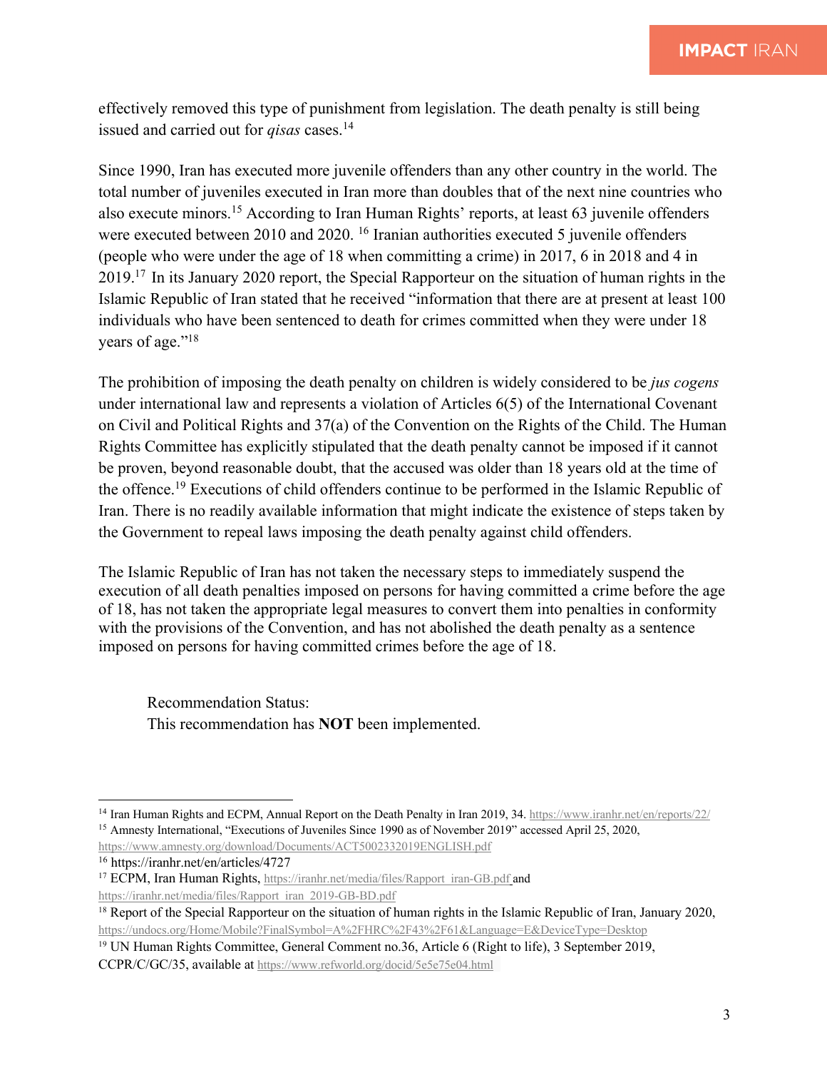effectively removed this type of punishment from legislation. The death penalty is still being issued and carried out for *qisas* cases.[14]

Since 1990, Iran has executed more juvenile offenders than any other country in the world. The total number of juveniles executed in Iran more than doubles that of the next nine countries who also execute minors.[15] According to Iran Human Rights' reports, at least 63 juvenile offenders were executed between 2010 and 2020. [16] Iranian authorities executed 5 juvenile offenders (people who were under the age of 18 when committing a crime) in 2017, 6 in 2018 and 4 in 2019.[17] In its January 2020 report, the Special Rapporteur on the situation of human rights in the Islamic Republic of Iran stated that he received "information that there are at present at least 100 individuals who have been sentenced to death for crimes committed when they were under 18 years of age."[18]

The prohibition of imposing the death penalty on children is widely considered to be *jus cogens* under international law and represents a violation of Articles 6(5) of the International Covenant on Civil and Political Rights and 37(a) of the Convention on the Rights of the Child. The Human Rights Committee has explicitly stipulated that the death penalty cannot be imposed if it cannot be proven, beyond reasonable doubt, that the accused was older than 18 years old at the time of the offence.[19] Executions of child offenders continue to be performed in the Islamic Republic of Iran. There is no readily available information that might indicate the existence of steps taken by the Government to repeal laws imposing the death penalty against child offenders.

The Islamic Republic of Iran has not taken the necessary steps to immediately suspend the execution of all death penalties imposed on persons for having committed a crime before the age of 18, has not taken the appropriate legal measures to convert them into penalties in conformity with the provisions of the Convention, and has not abolished the death penalty as a sentence imposed on persons for having committed crimes before the age of 18.

Recommendation Status:
This recommendation has **NOT** been implemented.

---

[14] Iran Human Rights and ECPM, Annual Report on the Death Penalty in Iran 2019, 34. https://www.iranhr.net/en/reports/22/

[15] Amnesty International, "Executions of Juveniles Since 1990 as of November 2019" accessed April 25, 2020, https://www.amnesty.org/download/Documents/ACT5002332019ENGLISH.pdf

[16] https://iranhr.net/en/articles/4727

[17] ECPM, Iran Human Rights, https://iranhr.net/media/files/Rapport_iran-GB.pdf and https://iranhr.net/media/files/Rapport_iran_2019-GB-BD.pdf

[18] Report of the Special Rapporteur on the situation of human rights in the Islamic Republic of Iran, January 2020, https://undocs.org/Home/Mobile?FinalSymbol=A%2FHRC%2F43%2F61&Language=E&DeviceType=Desktop

[19] UN Human Rights Committee, General Comment no.36, Article 6 (Right to life), 3 September 2019, CCPR/C/GC/35, available at https://www.refworld.org/docid/5e5e75e04.html